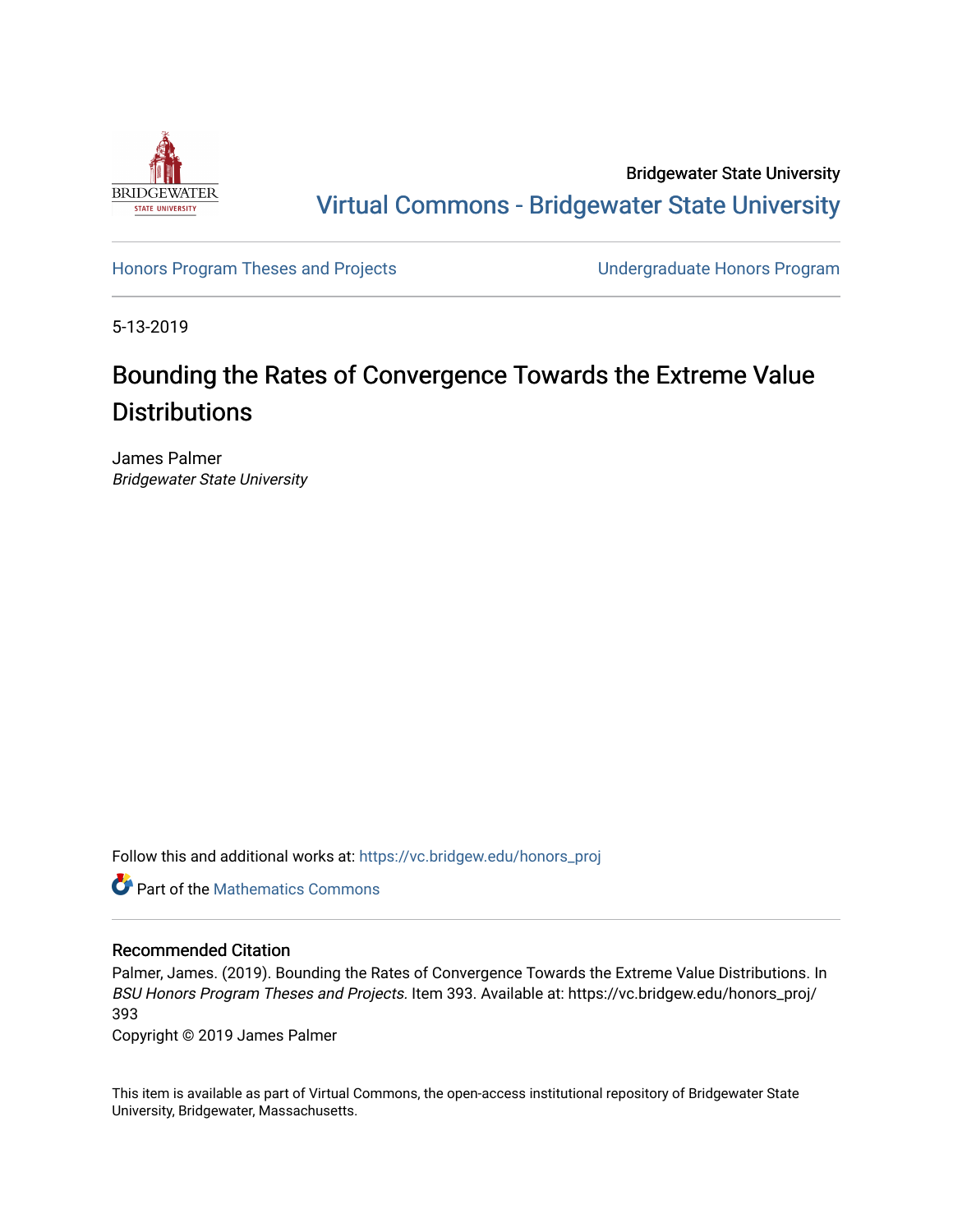Bridgewater State University

Virtual Commons - Bridgewater State University

Honors Program Theses and Projects

Undergraduate Honors Program

5-13-2019

# Bounding the Rates of Convergence Towards the Extreme Value Distributions

James Palmer
*Bridgewater State University*

Follow this and additional works at: https://vc.bridgew.edu/honors_proj

Part of the Mathematics Commons

## Recommended Citation

Palmer, James. (2019). Bounding the Rates of Convergence Towards the Extreme Value Distributions. In *BSU Honors Program Theses and Projects.* Item 393. Available at: https://vc.bridgew.edu/honors_proj/393

Copyright © 2019 James Palmer

This item is available as part of Virtual Commons, the open-access institutional repository of Bridgewater State University, Bridgewater, Massachusetts.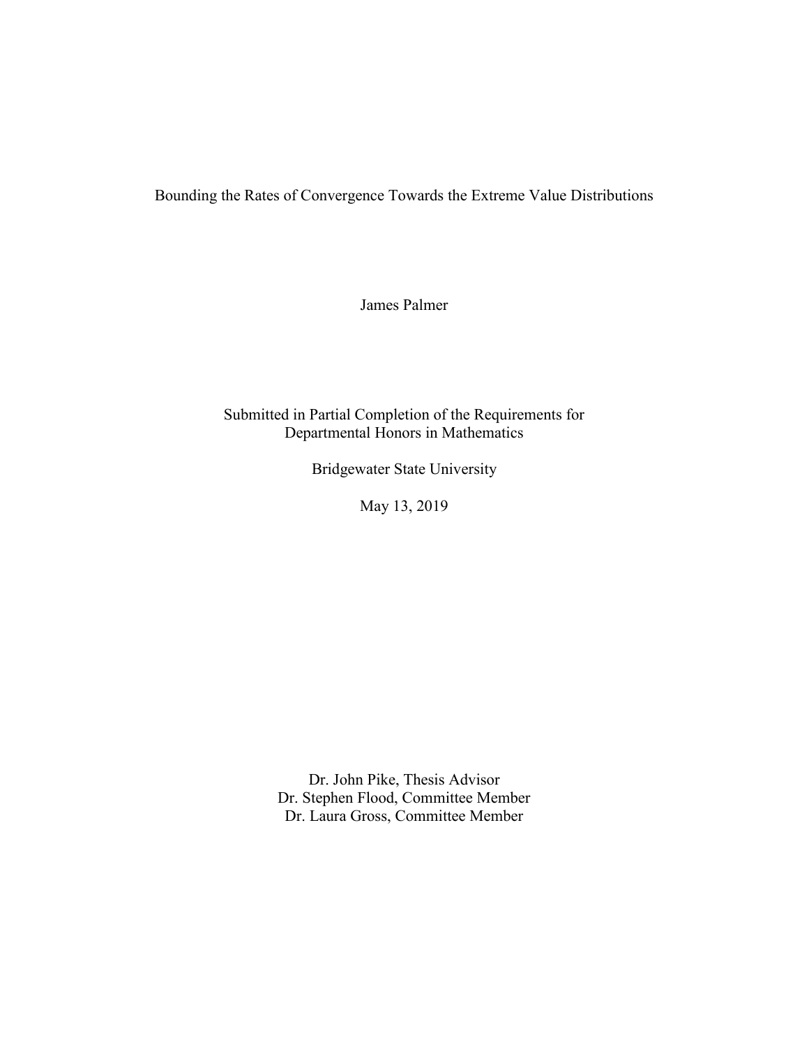Bounding the Rates of Convergence Towards the Extreme Value Distributions

James Palmer

Submitted in Partial Completion of the Requirements for
Departmental Honors in Mathematics

Bridgewater State University

May 13, 2019

Dr. John Pike, Thesis Advisor
Dr. Stephen Flood, Committee Member
Dr. Laura Gross, Committee Member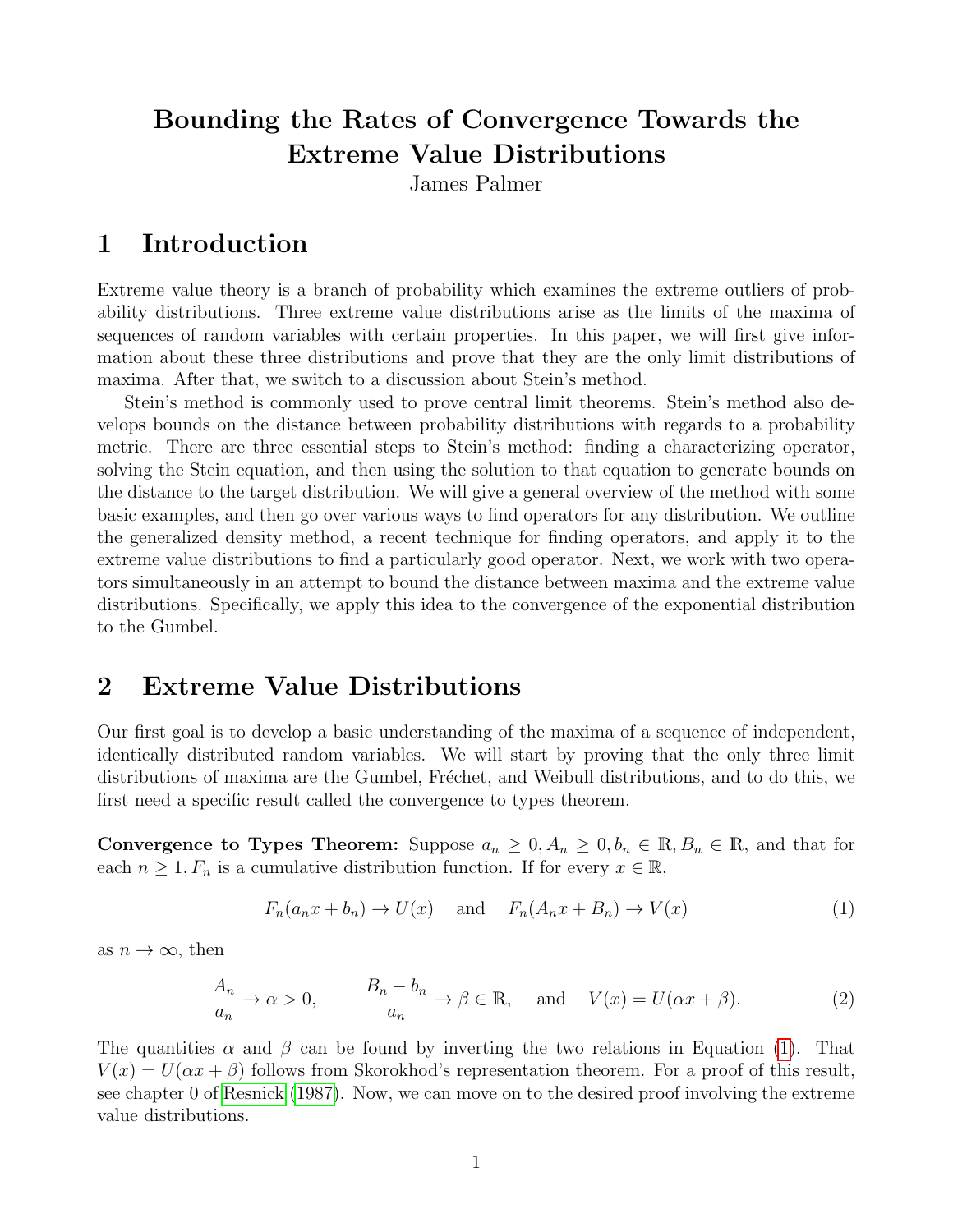# Bounding the Rates of Convergence Towards the Extreme Value Distributions

James Palmer

## 1 Introduction

Extreme value theory is a branch of probability which examines the extreme outliers of probability distributions. Three extreme value distributions arise as the limits of the maxima of sequences of random variables with certain properties. In this paper, we will first give information about these three distributions and prove that they are the only limit distributions of maxima. After that, we switch to a discussion about Stein's method.

Stein's method is commonly used to prove central limit theorems. Stein's method also develops bounds on the distance between probability distributions with regards to a probability metric. There are three essential steps to Stein's method: finding a characterizing operator, solving the Stein equation, and then using the solution to that equation to generate bounds on the distance to the target distribution. We will give a general overview of the method with some basic examples, and then go over various ways to find operators for any distribution. We outline the generalized density method, a recent technique for finding operators, and apply it to the extreme value distributions to find a particularly good operator. Next, we work with two operators simultaneously in an attempt to bound the distance between maxima and the extreme value distributions. Specifically, we apply this idea to the convergence of the exponential distribution to the Gumbel.

## 2 Extreme Value Distributions

Our first goal is to develop a basic understanding of the maxima of a sequence of independent, identically distributed random variables. We will start by proving that the only three limit distributions of maxima are the Gumbel, Fréchet, and Weibull distributions, and to do this, we first need a specific result called the convergence to types theorem.

**Convergence to Types Theorem:** Suppose $a_n \geq 0, A_n \geq 0, b_n \in \mathbb{R}, B_n \in \mathbb{R}$, and that for each $n \geq 1, F_n$ is a cumulative distribution function. If for every $x \in \mathbb{R}$,

$$F_n(a_n x + b_n) \to U(x) \quad \text{and} \quad F_n(A_n x + B_n) \to V(x) \tag{1}$$

as $n \to \infty$, then

$$\frac{A_n}{a_n} \to \alpha > 0, \qquad \frac{B_n - b_n}{a_n} \to \beta \in \mathbb{R}, \quad \text{and} \quad V(x) = U(\alpha x + \beta). \tag{2}$$

The quantities $\alpha$ and $\beta$ can be found by inverting the two relations in Equation (1). That $V(x) = U(\alpha x + \beta)$ follows from Skorokhod's representation theorem. For a proof of this result, see chapter 0 of Resnick (1987). Now, we can move on to the desired proof involving the extreme value distributions.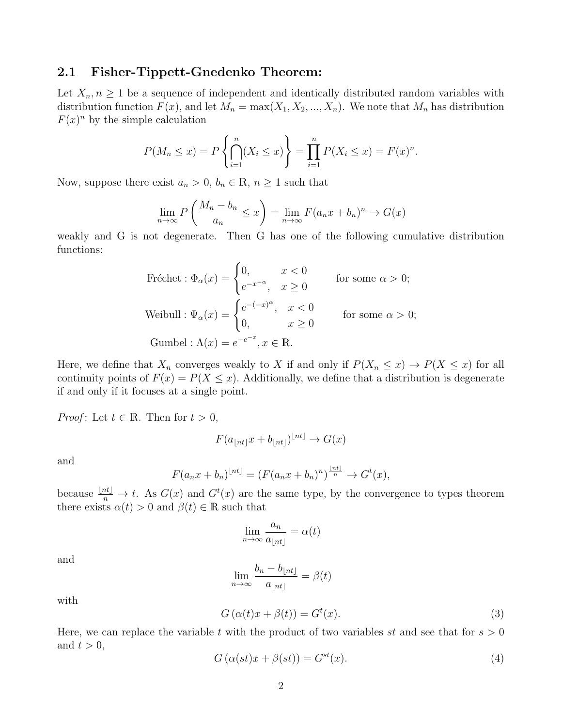### 2.1 Fisher-Tippett-Gnedenko Theorem:

Let $X_n, n \geq 1$ be a sequence of independent and identically distributed random variables with distribution function $F(x)$, and let $M_n = \max(X_1, X_2, ..., X_n)$. We note that $M_n$ has distribution $F(x)^n$ by the simple calculation

$$P(M_n \leq x) = P\left\{\bigcap_{i=1}^{n}(X_i \leq x)\right\} = \prod_{i=1}^{n} P(X_i \leq x) = F(x)^n.$$

Now, suppose there exist $a_n > 0$, $b_n \in \mathbb{R}$, $n \geq 1$ such that

$$\lim_{n\to\infty} P\left(\frac{M_n - b_n}{a_n} \leq x\right) = \lim_{n\to\infty} F(a_n x + b_n)^n \to G(x)$$

weakly and G is not degenerate. Then G has one of the following cumulative distribution functions:

$$\text{Fréchet}: \Phi_\alpha(x) = \begin{cases} 0, & x < 0 \\ e^{-x^{-\alpha}}, & x \geq 0 \end{cases} \qquad \text{for some } \alpha > 0;$$

$$\text{Weibull}: \Psi_\alpha(x) = \begin{cases} e^{-(-x)^{\alpha}}, & x < 0 \\ 0, & x \geq 0 \end{cases} \qquad \text{for some } \alpha > 0;$$

$$\text{Gumbel}: \Lambda(x) = e^{-e^{-x}}, x \in \mathbb{R}.$$

Here, we define that $X_n$ converges weakly to $X$ if and only if $P(X_n \leq x) \to P(X \leq x)$ for all continuity points of $F(x) = P(X \leq x)$. Additionally, we define that a distribution is degenerate if and only if it focuses at a single point.

*Proof*: Let $t \in \mathbb{R}$. Then for $t > 0$,

$$F(a_{\lfloor nt \rfloor} x + b_{\lfloor nt \rfloor})^{\lfloor nt \rfloor} \to G(x)$$

and

$$F(a_n x + b_n)^{\lfloor nt \rfloor} = \left(F(a_n x + b_n)^n\right)^{\frac{\lfloor nt \rfloor}{n}} \to G^t(x),$$

because $\frac{\lfloor nt \rfloor}{n} \to t$. As $G(x)$ and $G^t(x)$ are the same type, by the convergence to types theorem there exists $\alpha(t) > 0$ and $\beta(t) \in \mathbb{R}$ such that

$$\lim_{n\to\infty} \frac{a_n}{a_{\lfloor nt \rfloor}} = \alpha(t)$$

and

$$\lim_{n\to\infty} \frac{b_n - b_{\lfloor nt \rfloor}}{a_{\lfloor nt \rfloor}} = \beta(t)$$

with

$$G\left(\alpha(t)x + \beta(t)\right) = G^t(x). \tag{3}$$

Here, we can replace the variable $t$ with the product of two variables $st$ and see that for $s > 0$ and $t > 0$,

$$G\left(\alpha(st)x + \beta(st)\right) = G^{st}(x). \tag{4}$$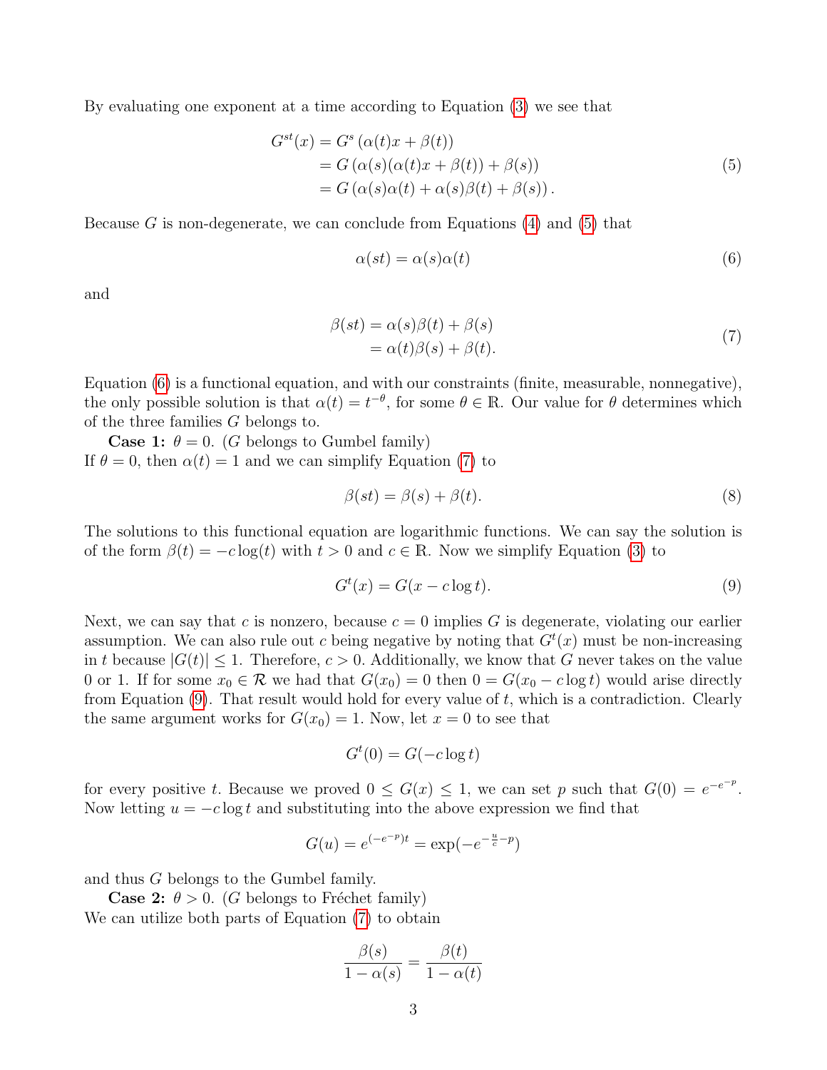By evaluating one exponent at a time according to Equation (3) we see that

$$
\begin{aligned}
G^{st}(x) &= G^{s}\left(\alpha(t)x+\beta(t)\right) \\
&= G\left(\alpha(s)(\alpha(t)x+\beta(t))+\beta(s)\right) \\
&= G\left(\alpha(s)\alpha(t)+\alpha(s)\beta(t)+\beta(s)\right).
\end{aligned}
\tag{5}
$$

Because $G$ is non-degenerate, we can conclude from Equations (4) and (5) that

$$
\alpha(st)=\alpha(s)\alpha(t) \tag{6}
$$

and

$$
\begin{aligned}
\beta(st) &= \alpha(s)\beta(t)+\beta(s) \\
&= \alpha(t)\beta(s)+\beta(t).
\end{aligned}
\tag{7}
$$

Equation (6) is a functional equation, and with our constraints (finite, measurable, nonnegative), the only possible solution is that $\alpha(t)=t^{-\theta}$, for some $\theta\in\mathbb{R}$. Our value for $\theta$ determines which of the three families $G$ belongs to.

**Case 1:** $\theta=0$. ($G$ belongs to Gumbel family)
If $\theta=0$, then $\alpha(t)=1$ and we can simplify Equation (7) to

$$
\beta(st)=\beta(s)+\beta(t). \tag{8}
$$

The solutions to this functional equation are logarithmic functions. We can say the solution is of the form $\beta(t)=-c\log(t)$ with $t>0$ and $c\in\mathbb{R}$. Now we simplify Equation (3) to

$$
G^{t}(x)=G(x-c\log t). \tag{9}
$$

Next, we can say that $c$ is nonzero, because $c=0$ implies $G$ is degenerate, violating our earlier assumption. We can also rule out $c$ being negative by noting that $G^t(x)$ must be non-increasing in $t$ because $|G(t)|\leq 1$. Therefore, $c>0$. Additionally, we know that $G$ never takes on the value 0 or 1. If for some $x_0\in\mathcal{R}$ we had that $G(x_0)=0$ then $0=G(x_0-c\log t)$ would arise directly from Equation (9). That result would hold for every value of $t$, which is a contradiction. Clearly the same argument works for $G(x_0)=1$. Now, let $x=0$ to see that

$$
G^{t}(0)=G(-c\log t)
$$

for every positive $t$. Because we proved $0\leq G(x)\leq 1$, we can set $p$ such that $G(0)=e^{-e^{-p}}$. Now letting $u=-c\log t$ and substituting into the above expression we find that

$$
G(u)=e^{(-e^{-p})t}=\exp(-e^{-\frac{u}{c}-p})
$$

and thus $G$ belongs to the Gumbel family.

**Case 2:** $\theta>0$. ($G$ belongs to Fréchet family)
We can utilize both parts of Equation (7) to obtain

$$
\frac{\beta(s)}{1-\alpha(s)}=\frac{\beta(t)}{1-\alpha(t)}
$$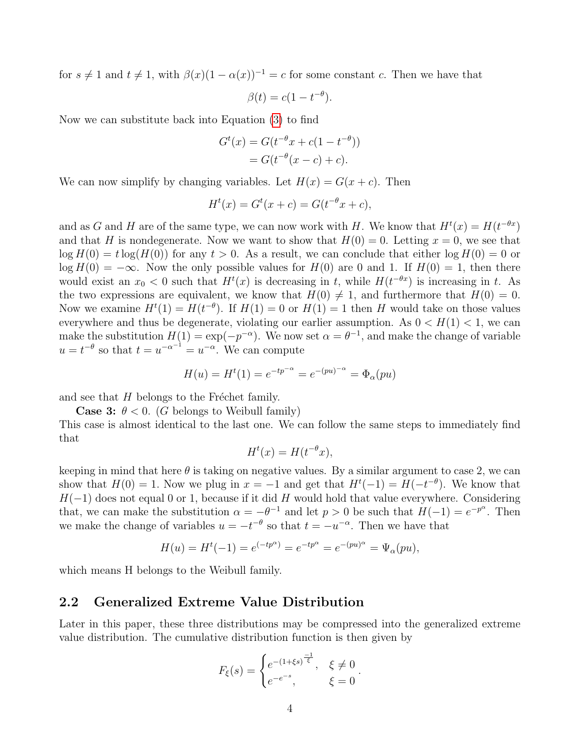for $s \neq 1$ and $t \neq 1$, with $\beta(x)(1-\alpha(x))^{-1} = c$ for some constant $c$. Then we have that

$$\beta(t) = c(1 - t^{-\theta}).$$

Now we can substitute back into Equation (3) to find

$$\begin{aligned} G^t(x) &= G(t^{-\theta}x + c(1 - t^{-\theta})) \\ &= G(t^{-\theta}(x - c) + c). \end{aligned}$$

We can now simplify by changing variables. Let $H(x) = G(x + c)$. Then

$$H^t(x) = G^t(x + c) = G(t^{-\theta}x + c),$$

and as $G$ and $H$ are of the same type, we can now work with $H$. We know that $H^t(x) = H(t^{-\theta x})$ and that $H$ is nondegenerate. Now we want to show that $H(0) = 0$. Letting $x = 0$, we see that $\log H(0) = t \log(H(0))$ for any $t > 0$. As a result, we can conclude that either $\log H(0) = 0$ or $\log H(0) = -\infty$. Now the only possible values for $H(0)$ are 0 and 1. If $H(0) = 1$, then there would exist an $x_0 < 0$ such that $H^t(x)$ is decreasing in $t$, while $H(t^{-\theta x})$ is increasing in $t$. As the two expressions are equivalent, we know that $H(0) \neq 1$, and furthermore that $H(0) = 0$. Now we examine $H^t(1) = H(t^{-\theta})$. If $H(1) = 0$ or $H(1) = 1$ then $H$ would take on those values everywhere and thus be degenerate, violating our earlier assumption. As $0 < H(1) < 1$, we can make the substitution $H(1) = \exp(-p^{-\alpha})$. We now set $\alpha = \theta^{-1}$, and make the change of variable $u = t^{-\theta}$ so that $t = u^{-\alpha^{-1}} = u^{-\alpha}$. We can compute

$$H(u) = H^t(1) = e^{-tp^{-\alpha}} = e^{-(pu)^{-\alpha}} = \Phi_\alpha(pu)$$

and see that $H$ belongs to the Fréchet family.

**Case 3:** $\theta < 0$. ($G$ belongs to Weibull family)
This case is almost identical to the last one. We can follow the same steps to immediately find that

$$H^t(x) = H(t^{-\theta}x),$$

keeping in mind that here $\theta$ is taking on negative values. By a similar argument to case 2, we can show that $H(0) = 1$. Now we plug in $x = -1$ and get that $H^t(-1) = H(-t^{-\theta})$. We know that $H(-1)$ does not equal 0 or 1, because if it did $H$ would hold that value everywhere. Considering that, we can make the substitution $\alpha = -\theta^{-1}$ and let $p > 0$ be such that $H(-1) = e^{-p^{\alpha}}$. Then we make the change of variables $u = -t^{-\theta}$ so that $t = -u^{-\alpha}$. Then we have that

$$H(u) = H^t(-1) = e^{(-tp^{\alpha})} = e^{-tp^{\alpha}} = e^{-(pu)^{\alpha}} = \Psi_\alpha(pu),$$

which means H belongs to the Weibull family.

## 2.2 Generalized Extreme Value Distribution

Later in this paper, these three distributions may be compressed into the generalized extreme value distribution. The cumulative distribution function is then given by

$$F_\xi(s) = \begin{cases} e^{-(1+\xi s)^{\frac{-1}{\xi}}}, & \xi \neq 0 \\ e^{-e^{-s}}, & \xi = 0 \end{cases}.$$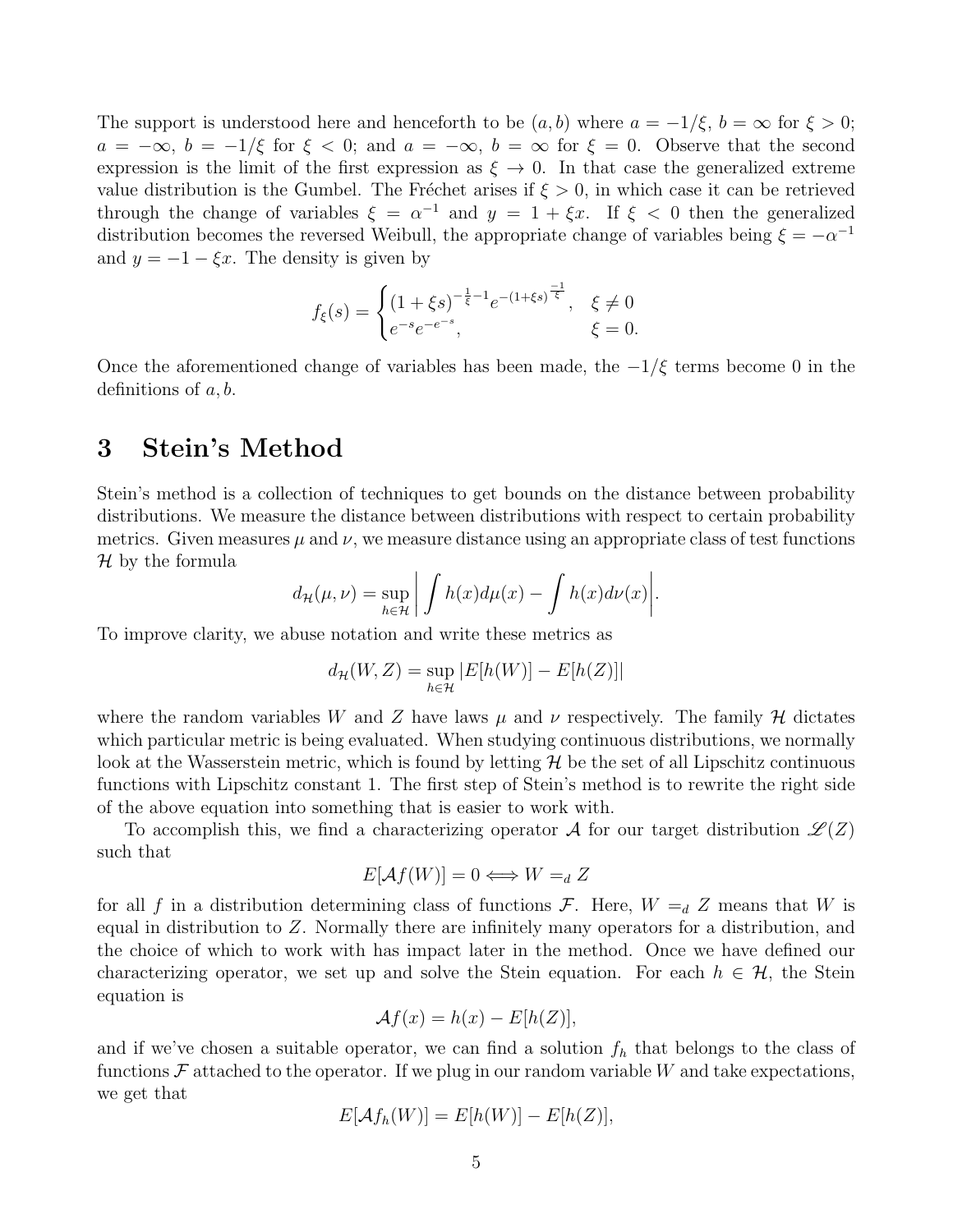The support is understood here and henceforth to be $(a, b)$ where $a = -1/\xi$, $b = \infty$ for $\xi > 0$; $a = -\infty$, $b = -1/\xi$ for $\xi < 0$; and $a = -\infty$, $b = \infty$ for $\xi = 0$. Observe that the second expression is the limit of the first expression as $\xi \to 0$. In that case the generalized extreme value distribution is the Gumbel. The Fréchet arises if $\xi > 0$, in which case it can be retrieved through the change of variables $\xi = \alpha^{-1}$ and $y = 1 + \xi x$. If $\xi < 0$ then the generalized distribution becomes the reversed Weibull, the appropriate change of variables being $\xi = -\alpha^{-1}$ and $y = -1 - \xi x$. The density is given by

$$f_\xi(s) = \begin{cases} (1+\xi s)^{-\frac{1}{\xi}-1} e^{-(1+\xi s)^{\frac{-1}{\xi}}}, & \xi \neq 0 \\ e^{-s} e^{-e^{-s}}, & \xi = 0. \end{cases}$$

Once the aforementioned change of variables has been made, the $-1/\xi$ terms become 0 in the definitions of $a, b$.

# 3 Stein's Method

Stein's method is a collection of techniques to get bounds on the distance between probability distributions. We measure the distance between distributions with respect to certain probability metrics. Given measures $\mu$ and $\nu$, we measure distance using an appropriate class of test functions $\mathcal{H}$ by the formula

$$d_{\mathcal{H}}(\mu, \nu) = \sup_{h \in \mathcal{H}} \left| \int h(x) d\mu(x) - \int h(x) d\nu(x) \right|.$$

To improve clarity, we abuse notation and write these metrics as

$$d_{\mathcal{H}}(W, Z) = \sup_{h \in \mathcal{H}} |E[h(W)] - E[h(Z)]|$$

where the random variables $W$ and $Z$ have laws $\mu$ and $\nu$ respectively. The family $\mathcal{H}$ dictates which particular metric is being evaluated. When studying continuous distributions, we normally look at the Wasserstein metric, which is found by letting $\mathcal{H}$ be the set of all Lipschitz continuous functions with Lipschitz constant 1. The first step of Stein's method is to rewrite the right side of the above equation into something that is easier to work with.

To accomplish this, we find a characterizing operator $\mathcal{A}$ for our target distribution $\mathscr{L}(Z)$ such that

$$E[\mathcal{A}f(W)] = 0 \Longleftrightarrow W =_d Z$$

for all $f$ in a distribution determining class of functions $\mathcal{F}$. Here, $W =_d Z$ means that $W$ is equal in distribution to $Z$. Normally there are infinitely many operators for a distribution, and the choice of which to work with has impact later in the method. Once we have defined our characterizing operator, we set up and solve the Stein equation. For each $h \in \mathcal{H}$, the Stein equation is

$$\mathcal{A}f(x) = h(x) - E[h(Z)],$$

and if we've chosen a suitable operator, we can find a solution $f_h$ that belongs to the class of functions $\mathcal{F}$ attached to the operator. If we plug in our random variable $W$ and take expectations, we get that

$$E[\mathcal{A}f_h(W)] = E[h(W)] - E[h(Z)],$$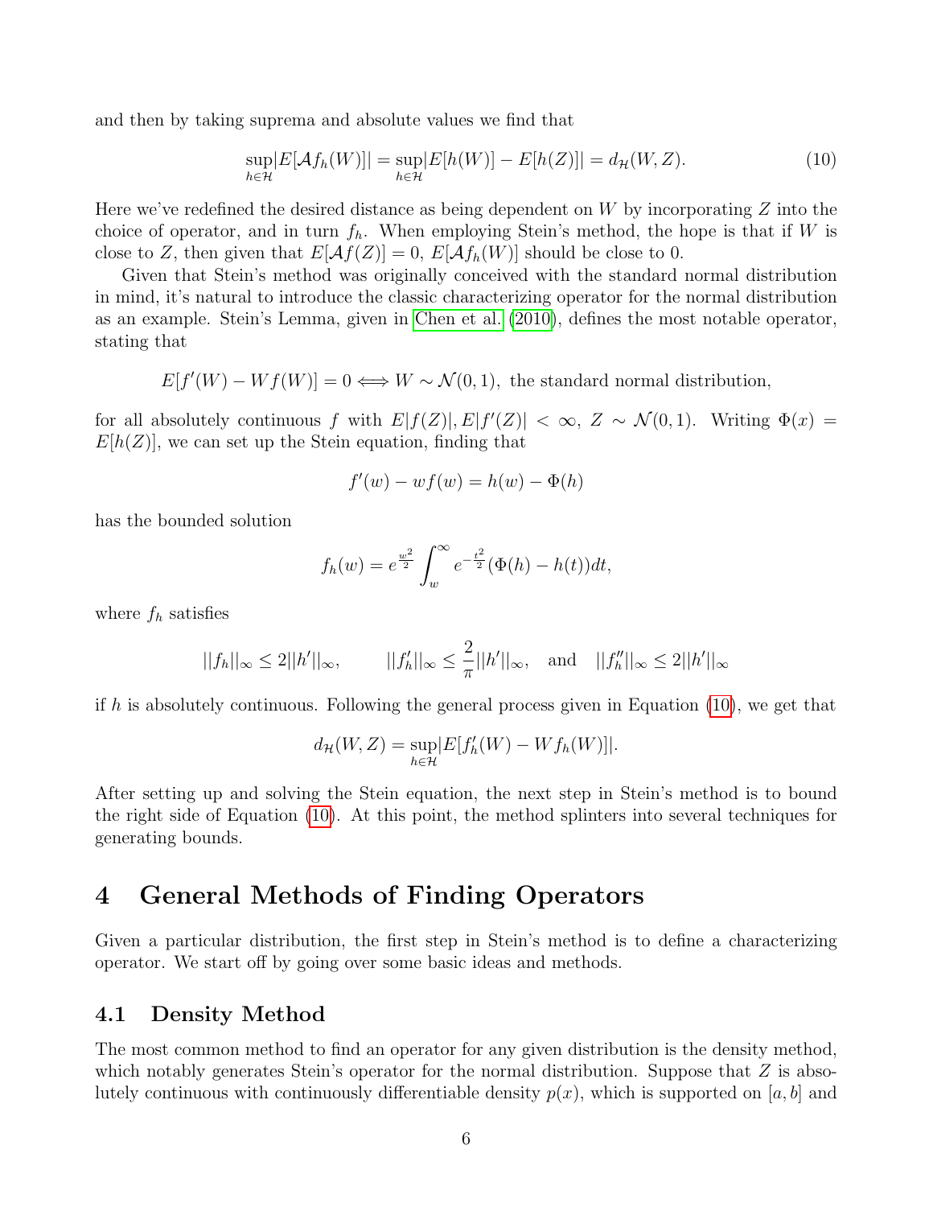and then by taking suprema and absolute values we find that

$$\sup_{h\in\mathcal{H}}|E[\mathcal{A}f_h(W)]| = \sup_{h\in\mathcal{H}}|E[h(W)] - E[h(Z)]| = d_{\mathcal{H}}(W, Z). \tag{10}$$

Here we've redefined the desired distance as being dependent on $W$ by incorporating $Z$ into the choice of operator, and in turn $f_h$. When employing Stein's method, the hope is that if $W$ is close to $Z$, then given that $E[\mathcal{A}f(Z)] = 0$, $E[\mathcal{A}f_h(W)]$ should be close to 0.

Given that Stein's method was originally conceived with the standard normal distribution in mind, it's natural to introduce the classic characterizing operator for the normal distribution as an example. Stein's Lemma, given in Chen et al. (2010), defines the most notable operator, stating that

$$E[f'(W) - Wf(W)] = 0 \iff W \sim \mathcal{N}(0, 1), \text{ the standard normal distribution,}$$

for all absolutely continuous $f$ with $E|f(Z)|, E|f'(Z)| < \infty$, $Z \sim \mathcal{N}(0, 1)$. Writing $\Phi(x) = E[h(Z)]$, we can set up the Stein equation, finding that

$$f'(w) - wf(w) = h(w) - \Phi(h)$$

has the bounded solution

$$f_h(w) = e^{\frac{w^2}{2}} \int_w^\infty e^{-\frac{t^2}{2}}(\Phi(h) - h(t))dt,$$

where $f_h$ satisfies

$$||f_h||_\infty \leq 2||h'||_\infty, \qquad ||f_h'||_\infty \leq \frac{2}{\pi}||h'||_\infty, \quad \text{and} \quad ||f_h''||_\infty \leq 2||h'||_\infty$$

if $h$ is absolutely continuous. Following the general process given in Equation (10), we get that

$$d_{\mathcal{H}}(W, Z) = \sup_{h\in\mathcal{H}}|E[f_h'(W) - Wf_h(W)]|.$$

After setting up and solving the Stein equation, the next step in Stein's method is to bound the right side of Equation (10). At this point, the method splinters into several techniques for generating bounds.

# 4 General Methods of Finding Operators

Given a particular distribution, the first step in Stein's method is to define a characterizing operator. We start off by going over some basic ideas and methods.

## 4.1 Density Method

The most common method to find an operator for any given distribution is the density method, which notably generates Stein's operator for the normal distribution. Suppose that $Z$ is absolutely continuous with continuously differentiable density $p(x)$, which is supported on $[a, b]$ and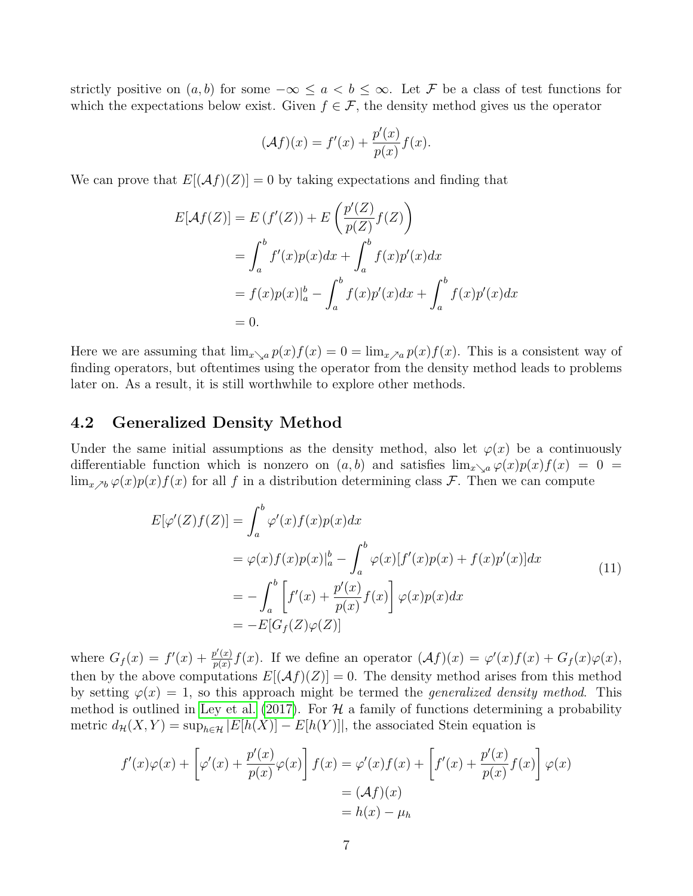strictly positive on $(a, b)$ for some $-\infty \leq a < b \leq \infty$. Let $\mathcal{F}$ be a class of test functions for which the expectations below exist. Given $f \in \mathcal{F}$, the density method gives us the operator

$$(\mathcal{A}f)(x) = f'(x) + \frac{p'(x)}{p(x)}f(x).$$

We can prove that $E[(\mathcal{A}f)(Z)] = 0$ by taking expectations and finding that

$$\begin{aligned}
E[\mathcal{A}f(Z)] &= E\left(f'(Z)\right) + E\left(\frac{p'(Z)}{p(Z)}f(Z)\right) \\
&= \int_a^b f'(x)p(x)dx + \int_a^b f(x)p'(x)dx \\
&= f(x)p(x)|_a^b - \int_a^b f(x)p'(x)dx + \int_a^b f(x)p'(x)dx \\
&= 0.
\end{aligned}$$

Here we are assuming that $\lim_{x \searrow a} p(x)f(x) = 0 = \lim_{x \nearrow a} p(x)f(x)$. This is a consistent way of finding operators, but oftentimes using the operator from the density method leads to problems later on. As a result, it is still worthwhile to explore other methods.

## 4.2 Generalized Density Method

Under the same initial assumptions as the density method, also let $\varphi(x)$ be a continuously differentiable function which is nonzero on $(a, b)$ and satisfies $\lim_{x \searrow a} \varphi(x)p(x)f(x) = 0 = \lim_{x \nearrow b} \varphi(x)p(x)f(x)$ for all $f$ in a distribution determining class $\mathcal{F}$. Then we can compute

$$\begin{aligned}
E[\varphi'(Z)f(Z)] &= \int_a^b \varphi'(x)f(x)p(x)dx \\
&= \varphi(x)f(x)p(x)|_a^b - \int_a^b \varphi(x)[f'(x)p(x) + f(x)p'(x)]dx \\
&= -\int_a^b \left[f'(x) + \frac{p'(x)}{p(x)}f(x)\right]\varphi(x)p(x)dx \\
&= -E[G_f(Z)\varphi(Z)]
\end{aligned} \tag{11}$$

where $G_f(x) = f'(x) + \frac{p'(x)}{p(x)}f(x)$. If we define an operator $(\mathcal{A}f)(x) = \varphi'(x)f(x) + G_f(x)\varphi(x)$, then by the above computations $E[(\mathcal{A}f)(Z)] = 0$. The density method arises from this method by setting $\varphi(x) = 1$, so this approach might be termed the *generalized density method*. This method is outlined in Ley et al. (2017). For $\mathcal{H}$ a family of functions determining a probability metric $d_{\mathcal{H}}(X, Y) = \sup_{h \in \mathcal{H}} |E[h(X)] - E[h(Y)]|$, the associated Stein equation is

$$\begin{aligned}
f'(x)\varphi(x) + \left[\varphi'(x) + \frac{p'(x)}{p(x)}\varphi(x)\right]f(x) &= \varphi'(x)f(x) + \left[f'(x) + \frac{p'(x)}{p(x)}f(x)\right]\varphi(x) \\
&= (\mathcal{A}f)(x) \\
&= h(x) - \mu_h
\end{aligned}$$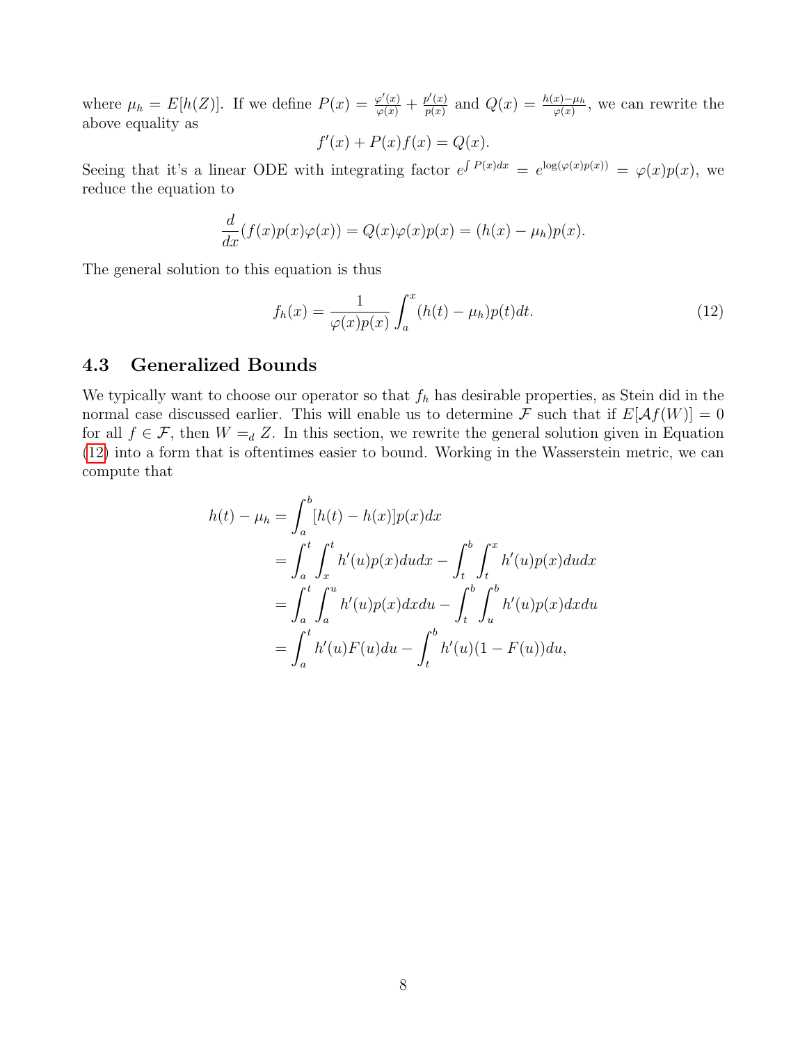where $\mu_h = E[h(Z)]$. If we define $P(x) = \frac{\varphi'(x)}{\varphi(x)} + \frac{p'(x)}{p(x)}$ and $Q(x) = \frac{h(x)-\mu_h}{\varphi(x)}$, we can rewrite the above equality as

$$f'(x) + P(x)f(x) = Q(x).$$

Seeing that it's a linear ODE with integrating factor $e^{\int P(x)dx} = e^{\log(\varphi(x)p(x))} = \varphi(x)p(x)$, we reduce the equation to

$$\frac{d}{dx}(f(x)p(x)\varphi(x)) = Q(x)\varphi(x)p(x) = (h(x) - \mu_h)p(x).$$

The general solution to this equation is thus

$$f_h(x) = \frac{1}{\varphi(x)p(x)} \int_a^x (h(t) - \mu_h)p(t)dt. \tag{12}$$

## 4.3 Generalized Bounds

We typically want to choose our operator so that $f_h$ has desirable properties, as Stein did in the normal case discussed earlier. This will enable us to determine $\mathcal{F}$ such that if $E[\mathcal{A}f(W)] = 0$ for all $f \in \mathcal{F}$, then $W =_d Z$. In this section, we rewrite the general solution given in Equation (12) into a form that is oftentimes easier to bound. Working in the Wasserstein metric, we can compute that

$$\begin{aligned}
h(t) - \mu_h &= \int_a^b [h(t) - h(x)]p(x)dx \\
&= \int_a^t \int_x^t h'(u)p(x)dudx - \int_t^b \int_t^x h'(u)p(x)dudx \\
&= \int_a^t \int_a^u h'(u)p(x)dxdu - \int_t^b \int_u^b h'(u)p(x)dxdu \\
&= \int_a^t h'(u)F(u)du - \int_t^b h'(u)(1 - F(u))du,
\end{aligned}$$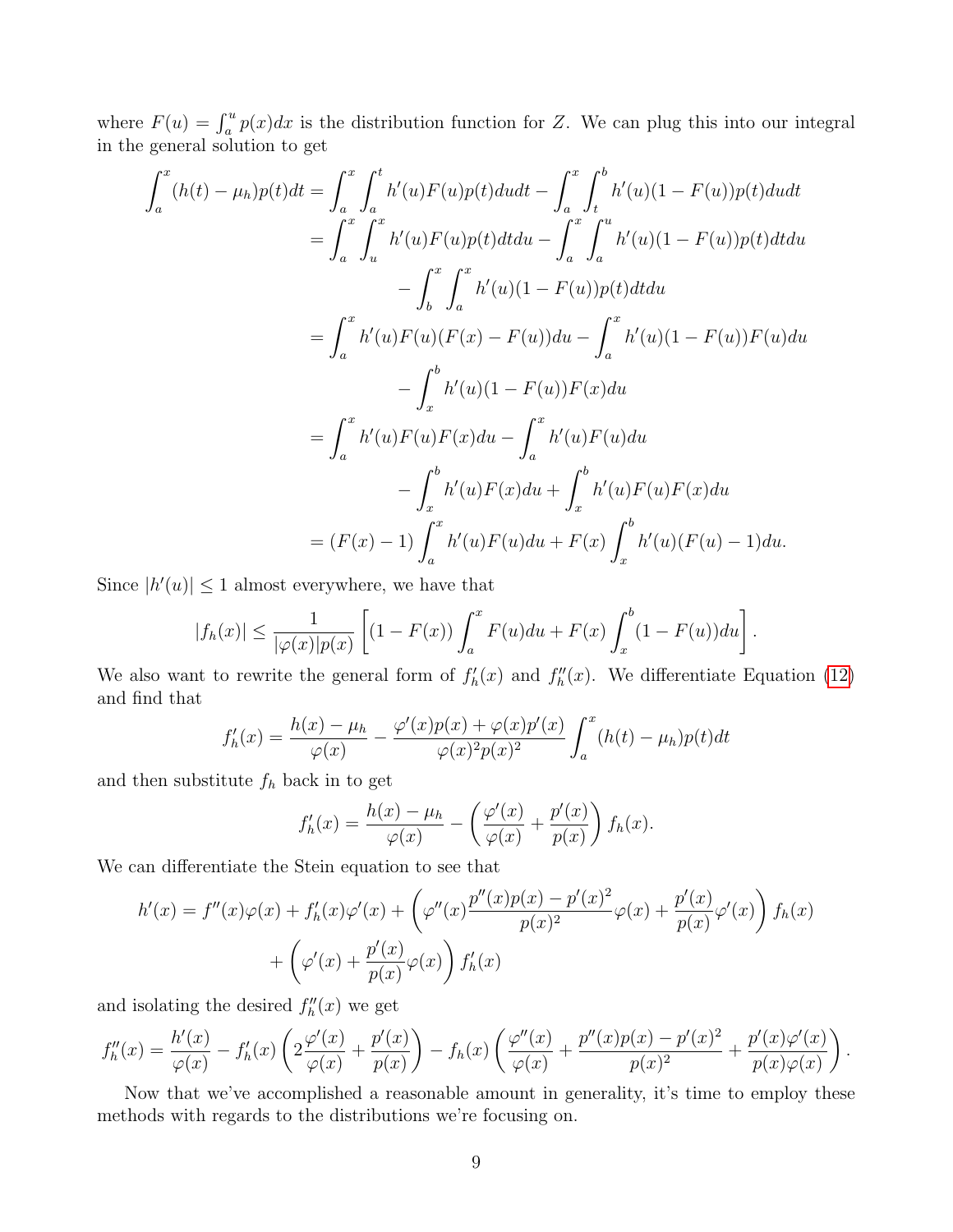where $F(u) = \int_a^u p(x)dx$ is the distribution function for $Z$. We can plug this into our integral in the general solution to get

$$
\begin{aligned}
\int_a^x (h(t) - \mu_h)p(t)dt &= \int_a^x \int_a^t h'(u)F(u)p(t)dudt - \int_a^x \int_t^b h'(u)(1 - F(u))p(t)dudt \\
&= \int_a^x \int_u^x h'(u)F(u)p(t)dtdu - \int_a^x \int_a^u h'(u)(1 - F(u))p(t)dtdu \\
&\qquad - \int_b^x \int_a^x h'(u)(1 - F(u))p(t)dtdu \\
&= \int_a^x h'(u)F(u)(F(x) - F(u))du - \int_a^x h'(u)(1 - F(u))F(u)du \\
&\qquad - \int_x^b h'(u)(1 - F(u))F(x)du \\
&= \int_a^x h'(u)F(u)F(x)du - \int_a^x h'(u)F(u)du \\
&\qquad - \int_x^b h'(u)F(x)du + \int_x^b h'(u)F(u)F(x)du \\
&= (F(x) - 1)\int_a^x h'(u)F(u)du + F(x)\int_x^b h'(u)(F(u) - 1)du.
\end{aligned}
$$

Since $|h'(u)| \leq 1$ almost everywhere, we have that

$$
|f_h(x)| \leq \frac{1}{|\varphi(x)|p(x)} \left[ (1 - F(x)) \int_a^x F(u)du + F(x) \int_x^b (1 - F(u))du \right].
$$

We also want to rewrite the general form of $f_h'(x)$ and $f_h''(x)$. We differentiate Equation (12) and find that

$$
f_h'(x) = \frac{h(x) - \mu_h}{\varphi(x)} - \frac{\varphi'(x)p(x) + \varphi(x)p'(x)}{\varphi(x)^2 p(x)^2} \int_a^x (h(t) - \mu_h)p(t)dt
$$

and then substitute $f_h$ back in to get

$$
f_h'(x) = \frac{h(x) - \mu_h}{\varphi(x)} - \left( \frac{\varphi'(x)}{\varphi(x)} + \frac{p'(x)}{p(x)} \right) f_h(x).
$$

We can differentiate the Stein equation to see that

$$
\begin{aligned}
h'(x) = f''(x)\varphi(x) + f_h'(x)\varphi'(x) + \left( \varphi''(x) \frac{p''(x)p(x) - p'(x)^2}{p(x)^2} \varphi(x) + \frac{p'(x)}{p(x)} \varphi'(x) \right) f_h(x) \\
+ \left( \varphi'(x) + \frac{p'(x)}{p(x)} \varphi(x) \right) f_h'(x)
\end{aligned}
$$

and isolating the desired $f_h''(x)$ we get

$$
f_h''(x) = \frac{h'(x)}{\varphi(x)} - f_h'(x) \left( 2\frac{\varphi'(x)}{\varphi(x)} + \frac{p'(x)}{p(x)} \right) - f_h(x) \left( \frac{\varphi''(x)}{\varphi(x)} + \frac{p''(x)p(x) - p'(x)^2}{p(x)^2} + \frac{p'(x)\varphi'(x)}{p(x)\varphi(x)} \right).
$$

Now that we've accomplished a reasonable amount in generality, it's time to employ these methods with regards to the distributions we're focusing on.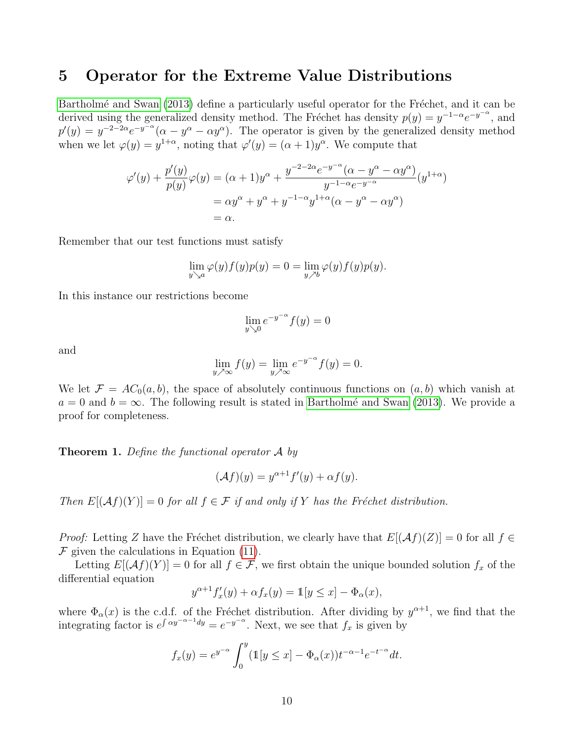# 5 Operator for the Extreme Value Distributions

Bartholmé and Swan (2013) define a particularly useful operator for the Fréchet, and it can be derived using the generalized density method. The Fréchet has density $p(y) = y^{-1-\alpha}e^{-y^{-\alpha}}$, and $p'(y) = y^{-2-2\alpha}e^{-y^{-\alpha}}(\alpha - y^{\alpha} - \alpha y^{\alpha})$. The operator is given by the generalized density method when we let $\varphi(y) = y^{1+\alpha}$, noting that $\varphi'(y) = (\alpha+1)y^{\alpha}$. We compute that

$$
\begin{aligned}
\varphi'(y) + \frac{p'(y)}{p(y)}\varphi(y) &= (\alpha+1)y^{\alpha} + \frac{y^{-2-2\alpha}e^{-y^{-\alpha}}(\alpha - y^{\alpha} - \alpha y^{\alpha})}{y^{-1-\alpha}e^{-y^{-\alpha}}}(y^{1+\alpha}) \\
&= \alpha y^{\alpha} + y^{\alpha} + y^{-1-\alpha}y^{1+\alpha}(\alpha - y^{\alpha} - \alpha y^{\alpha}) \\
&= \alpha.
\end{aligned}
$$

Remember that our test functions must satisfy

$$
\lim_{y \searrow a} \varphi(y)f(y)p(y) = 0 = \lim_{y \nearrow b} \varphi(y)f(y)p(y).
$$

In this instance our restrictions become

$$
\lim_{y \searrow 0} e^{-y^{-\alpha}} f(y) = 0
$$

and

$$
\lim_{y \nearrow \infty} f(y) = \lim_{y \nearrow \infty} e^{-y^{-\alpha}} f(y) = 0.
$$

We let $\mathcal{F} = AC_0(a,b)$, the space of absolutely continuous functions on $(a,b)$ which vanish at $a = 0$ and $b = \infty$. The following result is stated in Bartholmé and Swan (2013). We provide a proof for completeness.

**Theorem 1.** *Define the functional operator $\mathcal{A}$ by*

$$
(\mathcal{A}f)(y) = y^{\alpha+1}f'(y) + \alpha f(y).
$$

*Then $E[(\mathcal{A}f)(Y)] = 0$ for all $f \in \mathcal{F}$ if and only if $Y$ has the Fréchet distribution.*

*Proof:* Letting $Z$ have the Fréchet distribution, we clearly have that $E[(\mathcal{A}f)(Z)] = 0$ for all $f \in \mathcal{F}$ given the calculations in Equation (11).

Letting $E[(\mathcal{A}f)(Y)] = 0$ for all $f \in \mathcal{F}$, we first obtain the unique bounded solution $f_x$ of the differential equation

$$
y^{\alpha+1}f_x'(y) + \alpha f_x(y) = \mathbb{1}[y \le x] - \Phi_{\alpha}(x),
$$

where $\Phi_{\alpha}(x)$ is the c.d.f. of the Fréchet distribution. After dividing by $y^{\alpha+1}$, we find that the integrating factor is $e^{\int \alpha y^{-\alpha-1}dy} = e^{-y^{-\alpha}}$. Next, we see that $f_x$ is given by

$$
f_x(y) = e^{y^{-\alpha}} \int_0^y (\mathbb{1}[y \le x] - \Phi_{\alpha}(x))t^{-\alpha-1}e^{-t^{-\alpha}}dt.
$$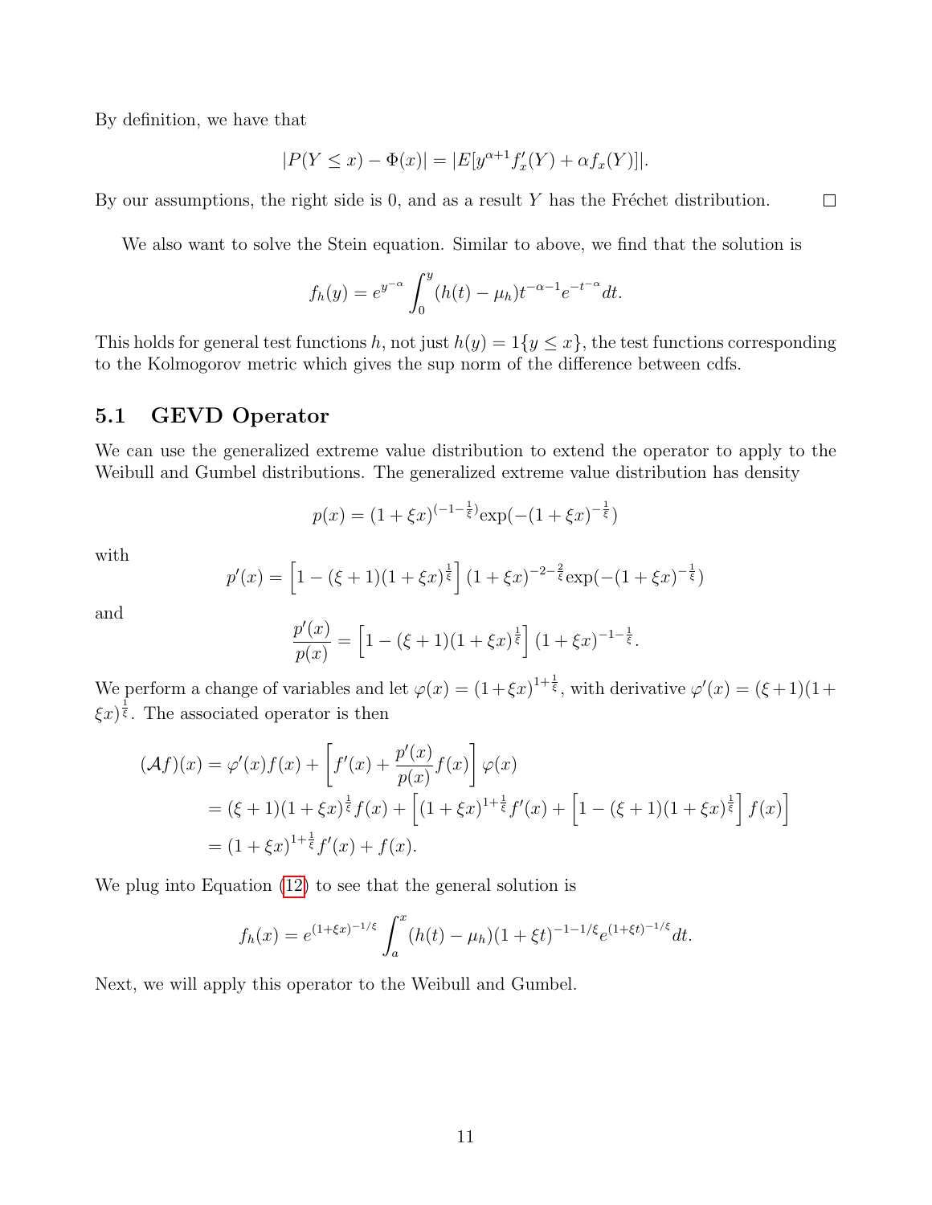By definition, we have that

$$|P(Y \leq x) - \Phi(x)| = |E[y^{\alpha+1} f_x'(Y) + \alpha f_x(Y)]|.$$

By our assumptions, the right side is 0, and as a result $Y$ has the Fréchet distribution. $\square$

We also want to solve the Stein equation. Similar to above, we find that the solution is

$$f_h(y) = e^{y^{-\alpha}} \int_0^y (h(t) - \mu_h) t^{-\alpha-1} e^{-t^{-\alpha}} dt.$$

This holds for general test functions $h$, not just $h(y) = 1\{y \leq x\}$, the test functions corresponding to the Kolmogorov metric which gives the sup norm of the difference between cdfs.

## 5.1 GEVD Operator

We can use the generalized extreme value distribution to extend the operator to apply to the Weibull and Gumbel distributions. The generalized extreme value distribution has density

$$p(x) = (1 + \xi x)^{(-1-\frac{1}{\xi})} \exp(-(1 + \xi x)^{-\frac{1}{\xi}})$$

with

$$p'(x) = \left[1 - (\xi + 1)(1 + \xi x)^{\frac{1}{\xi}}\right] (1 + \xi x)^{-2-\frac{2}{\xi}} \exp(-(1 + \xi x)^{-\frac{1}{\xi}})$$

and

$$\frac{p'(x)}{p(x)} = \left[1 - (\xi + 1)(1 + \xi x)^{\frac{1}{\xi}}\right] (1 + \xi x)^{-1-\frac{1}{\xi}}.$$

We perform a change of variables and let $\varphi(x) = (1+\xi x)^{1+\frac{1}{\xi}}$, with derivative $\varphi'(x) = (\xi+1)(1+\xi x)^{\frac{1}{\xi}}$. The associated operator is then

$$\begin{aligned}
(\mathcal{A}f)(x) &= \varphi'(x) f(x) + \left[f'(x) + \frac{p'(x)}{p(x)} f(x)\right] \varphi(x) \\
&= (\xi + 1)(1 + \xi x)^{\frac{1}{\xi}} f(x) + \left[(1 + \xi x)^{1+\frac{1}{\xi}} f'(x) + \left[1 - (\xi + 1)(1 + \xi x)^{\frac{1}{\xi}}\right] f(x)\right] \\
&= (1 + \xi x)^{1+\frac{1}{\xi}} f'(x) + f(x).
\end{aligned}$$

We plug into Equation (12) to see that the general solution is

$$f_h(x) = e^{(1+\xi x)^{-1/\xi}} \int_a^x (h(t) - \mu_h)(1 + \xi t)^{-1-1/\xi} e^{(1+\xi t)^{-1/\xi}} dt.$$

Next, we will apply this operator to the Weibull and Gumbel.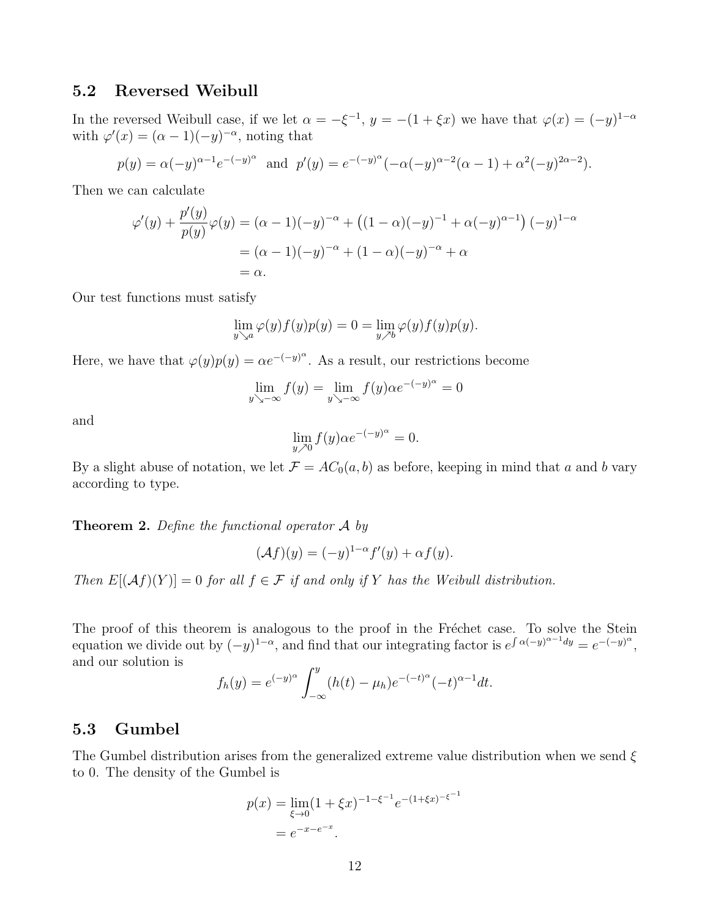### 5.2 Reversed Weibull

In the reversed Weibull case, if we let $\alpha = -\xi^{-1}$, $y = -(1+\xi x)$ we have that $\varphi(x) = (-y)^{1-\alpha}$ with $\varphi'(x) = (\alpha - 1)(-y)^{-\alpha}$, noting that

$$p(y) = \alpha(-y)^{\alpha-1}e^{-(-y)^\alpha} \text{ and } p'(y) = e^{-(-y)^\alpha}(-\alpha(-y)^{\alpha-2}(\alpha-1) + \alpha^2(-y)^{2\alpha-2}).$$

Then we can calculate

$$\begin{aligned}
\varphi'(y) + \frac{p'(y)}{p(y)}\varphi(y) &= (\alpha-1)(-y)^{-\alpha} + \left((1-\alpha)(-y)^{-1} + \alpha(-y)^{\alpha-1}\right)(-y)^{1-\alpha} \\
&= (\alpha-1)(-y)^{-\alpha} + (1-\alpha)(-y)^{-\alpha} + \alpha \\
&= \alpha.
\end{aligned}$$

Our test functions must satisfy

$$\lim_{y \searrow a} \varphi(y)f(y)p(y) = 0 = \lim_{y \nearrow b} \varphi(y)f(y)p(y).$$

Here, we have that $\varphi(y)p(y) = \alpha e^{-(-y)^\alpha}$. As a result, our restrictions become

$$\lim_{y \searrow -\infty} f(y) = \lim_{y \searrow -\infty} f(y)\alpha e^{-(-y)^\alpha} = 0$$

and

$$\lim_{y \nearrow 0} f(y)\alpha e^{-(-y)^\alpha} = 0.$$

By a slight abuse of notation, we let $\mathcal{F} = AC_0(a,b)$ as before, keeping in mind that $a$ and $b$ vary according to type.

**Theorem 2.** *Define the functional operator $\mathcal{A}$ by*

$$(\mathcal{A}f)(y) = (-y)^{1-\alpha}f'(y) + \alpha f(y).$$

*Then $E[(\mathcal{A}f)(Y)] = 0$ for all $f \in \mathcal{F}$ if and only if $Y$ has the Weibull distribution.*

The proof of this theorem is analogous to the proof in the Fréchet case. To solve the Stein equation we divide out by $(-y)^{1-\alpha}$, and find that our integrating factor is $e^{\int \alpha(-y)^{\alpha-1}dy} = e^{-(-y)^\alpha}$, and our solution is

$$f_h(y) = e^{(-y)^\alpha}\int_{-\infty}^{y}(h(t) - \mu_h)e^{-(-t)^\alpha}(-t)^{\alpha-1}dt.$$

### 5.3 Gumbel

The Gumbel distribution arises from the generalized extreme value distribution when we send $\xi$ to 0. The density of the Gumbel is

$$\begin{aligned}
p(x) &= \lim_{\xi \to 0}(1+\xi x)^{-1-\xi^{-1}}e^{-(1+\xi x)^{-\xi^{-1}}} \\
&= e^{-x-e^{-x}}.
\end{aligned}$$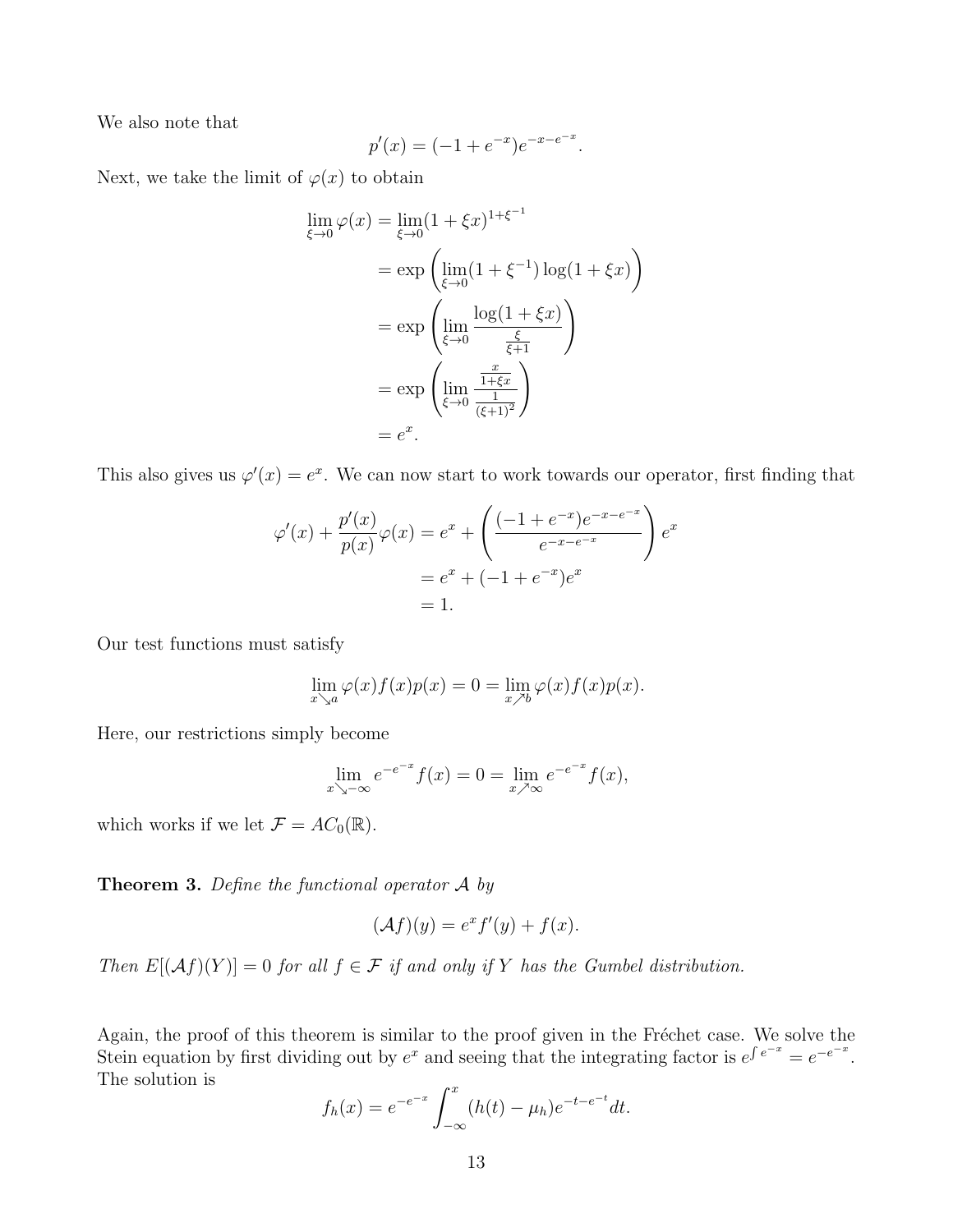We also note that

$$p'(x) = (-1 + e^{-x})e^{-x-e^{-x}}.$$

Next, we take the limit of $\varphi(x)$ to obtain

$$\begin{aligned}
\lim_{\xi \to 0} \varphi(x) &= \lim_{\xi \to 0} (1 + \xi x)^{1+\xi^{-1}} \\
&= \exp\left( \lim_{\xi \to 0} (1 + \xi^{-1}) \log(1 + \xi x) \right) \\
&= \exp\left( \lim_{\xi \to 0} \frac{\log(1 + \xi x)}{\frac{\xi}{\xi + 1}} \right) \\
&= \exp\left( \lim_{\xi \to 0} \frac{\frac{x}{1+\xi x}}{\frac{1}{(\xi+1)^2}} \right) \\
&= e^x.
\end{aligned}$$

This also gives us $\varphi'(x) = e^x$. We can now start to work towards our operator, first finding that

$$\begin{aligned}
\varphi'(x) + \frac{p'(x)}{p(x)}\varphi(x) &= e^x + \left( \frac{(-1 + e^{-x})e^{-x-e^{-x}}}{e^{-x-e^{-x}}} \right) e^x \\
&= e^x + (-1 + e^{-x})e^x \\
&= 1.
\end{aligned}$$

Our test functions must satisfy

$$\lim_{x \searrow a} \varphi(x)f(x)p(x) = 0 = \lim_{x \nearrow b} \varphi(x)f(x)p(x).$$

Here, our restrictions simply become

$$\lim_{x \searrow -\infty} e^{-e^{-x}} f(x) = 0 = \lim_{x \nearrow \infty} e^{-e^{-x}} f(x),$$

which works if we let $\mathcal{F} = AC_0(\mathbb{R})$.

**Theorem 3.** *Define the functional operator $\mathcal{A}$ by*

$$(\mathcal{A}f)(y) = e^x f'(y) + f(x).$$

*Then $E[(\mathcal{A}f)(Y)] = 0$ for all $f \in \mathcal{F}$ if and only if $Y$ has the Gumbel distribution.*

Again, the proof of this theorem is similar to the proof given in the Fréchet case. We solve the Stein equation by first dividing out by $e^x$ and seeing that the integrating factor is $e^{\int e^{-x}} = e^{-e^{-x}}$. The solution is

$$f_h(x) = e^{-e^{-x}} \int_{-\infty}^{x} (h(t) - \mu_h) e^{-t-e^{-t}} dt.$$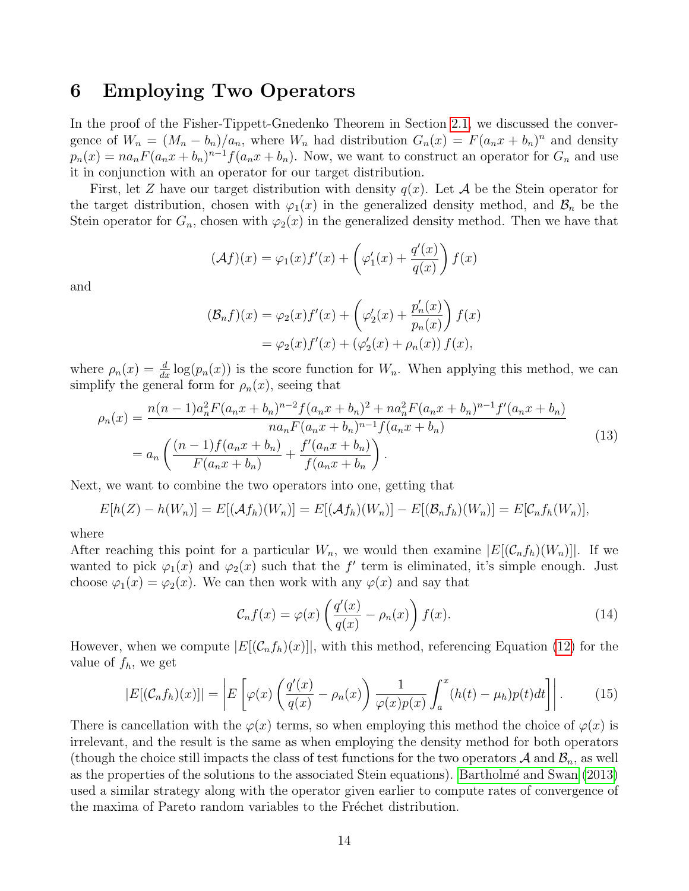## 6 Employing Two Operators

In the proof of the Fisher-Tippett-Gnedenko Theorem in Section 2.1, we discussed the convergence of $W_n = (M_n - b_n)/a_n$, where $W_n$ had distribution $G_n(x) = F(a_n x + b_n)^n$ and density $p_n(x) = na_n F(a_n x + b_n)^{n-1} f(a_n x + b_n)$. Now, we want to construct an operator for $G_n$ and use it in conjunction with an operator for our target distribution.

First, let $Z$ have our target distribution with density $q(x)$. Let $\mathcal{A}$ be the Stein operator for the target distribution, chosen with $\varphi_1(x)$ in the generalized density method, and $\mathcal{B}_n$ be the Stein operator for $G_n$, chosen with $\varphi_2(x)$ in the generalized density method. Then we have that

$$(\mathcal{A}f)(x) = \varphi_1(x)f'(x) + \left(\varphi_1'(x) + \frac{q'(x)}{q(x)}\right) f(x)$$

and

$$\begin{aligned}(\mathcal{B}_n f)(x) &= \varphi_2(x)f'(x) + \left(\varphi_2'(x) + \frac{p_n'(x)}{p_n(x)}\right) f(x) \\ &= \varphi_2(x)f'(x) + (\varphi_2'(x) + \rho_n(x)) f(x),\end{aligned}$$

where $\rho_n(x) = \frac{d}{dx}\log(p_n(x))$ is the score function for $W_n$. When applying this method, we can simplify the general form for $\rho_n(x)$, seeing that

$$\begin{aligned}\rho_n(x) &= \frac{n(n-1)a_n^2 F(a_n x + b_n)^{n-2} f(a_n x + b_n)^2 + na_n^2 F(a_n x + b_n)^{n-1} f'(a_n x + b_n)}{na_n F(a_n x + b_n)^{n-1} f(a_n x + b_n)} \\ &= a_n \left(\frac{(n-1)f(a_n x + b_n)}{F(a_n x + b_n)} + \frac{f'(a_n x + b_n)}{f(a_n x + b_n}\right).\end{aligned} \tag{13}$$

Next, we want to combine the two operators into one, getting that

$$E[h(Z) - h(W_n)] = E[(\mathcal{A}f_h)(W_n)] = E[(\mathcal{A}f_h)(W_n)] - E[(\mathcal{B}_n f_h)(W_n)] = E[\mathcal{C}_n f_h(W_n)],$$

where
After reaching this point for a particular $W_n$, we would then examine $|E[(\mathcal{C}_n f_h)(W_n)]|$. If we wanted to pick $\varphi_1(x)$ and $\varphi_2(x)$ such that the $f'$ term is eliminated, it's simple enough. Just choose $\varphi_1(x) = \varphi_2(x)$. We can then work with any $\varphi(x)$ and say that

$$\mathcal{C}_n f(x) = \varphi(x)\left(\frac{q'(x)}{q(x)} - \rho_n(x)\right) f(x). \tag{14}$$

However, when we compute $|E[(\mathcal{C}_n f_h)(x)]|$, with this method, referencing Equation (12) for the value of $f_h$, we get

$$|E[(\mathcal{C}_n f_h)(x)]| = \left| E\left[\varphi(x)\left(\frac{q'(x)}{q(x)} - \rho_n(x)\right) \frac{1}{\varphi(x)p(x)} \int_a^x (h(t) - \mu_h)p(t)dt\right]\right|. \tag{15}$$

There is cancellation with the $\varphi(x)$ terms, so when employing this method the choice of $\varphi(x)$ is irrelevant, and the result is the same as when employing the density method for both operators (though the choice still impacts the class of test functions for the two operators $\mathcal{A}$ and $\mathcal{B}_n$, as well as the properties of the solutions to the associated Stein equations). Bartholmé and Swan (2013) used a similar strategy along with the operator given earlier to compute rates of convergence of the maxima of Pareto random variables to the Fréchet distribution.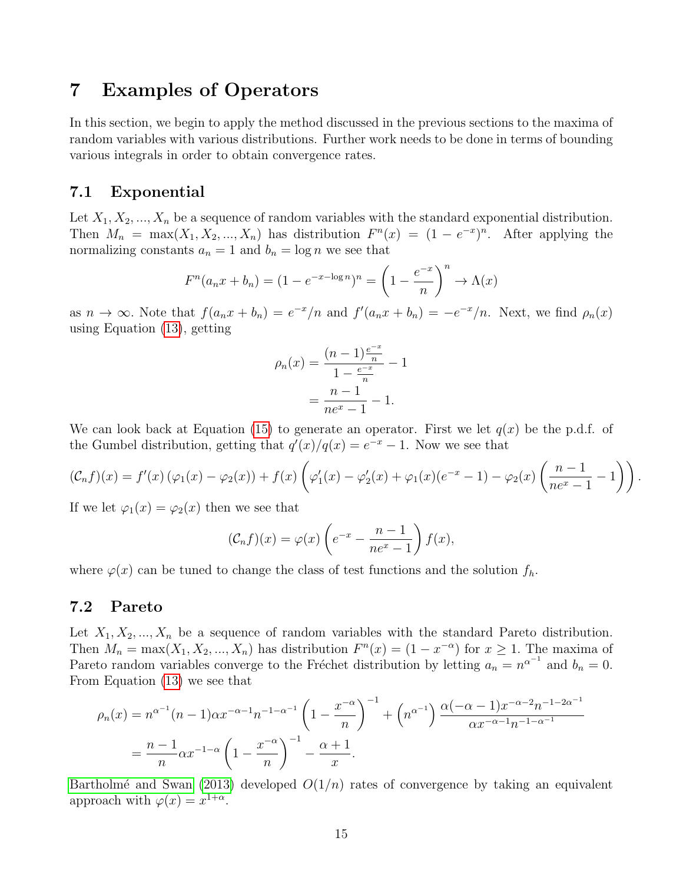## 7 Examples of Operators

In this section, we begin to apply the method discussed in the previous sections to the maxima of random variables with various distributions. Further work needs to be done in terms of bounding various integrals in order to obtain convergence rates.

### 7.1 Exponential

Let $X_1, X_2, ..., X_n$ be a sequence of random variables with the standard exponential distribution. Then $M_n = \max(X_1, X_2, ..., X_n)$ has distribution $F^n(x) = (1 - e^{-x})^n$. After applying the normalizing constants $a_n = 1$ and $b_n = \log n$ we see that

$$F^n(a_n x + b_n) = (1 - e^{-x - \log n})^n = \left(1 - \frac{e^{-x}}{n}\right)^n \to \Lambda(x)$$

as $n \to \infty$. Note that $f(a_n x + b_n) = e^{-x}/n$ and $f'(a_n x + b_n) = -e^{-x}/n$. Next, we find $\rho_n(x)$ using Equation (13), getting

$$\begin{aligned}\rho_n(x) &= \frac{(n-1)\frac{e^{-x}}{n}}{1 - \frac{e^{-x}}{n}} - 1 \\ &= \frac{n-1}{ne^x - 1} - 1.\end{aligned}$$

We can look back at Equation (15) to generate an operator. First we let $q(x)$ be the p.d.f. of the Gumbel distribution, getting that $q'(x)/q(x) = e^{-x} - 1$. Now we see that

$$(\mathcal{C}_n f)(x) = f'(x)\left(\varphi_1(x) - \varphi_2(x)\right) + f(x)\left(\varphi_1'(x) - \varphi_2'(x) + \varphi_1(x)(e^{-x} - 1) - \varphi_2(x)\left(\frac{n-1}{ne^x - 1} - 1\right)\right).$$

If we let $\varphi_1(x) = \varphi_2(x)$ then we see that

$$(\mathcal{C}_n f)(x) = \varphi(x)\left(e^{-x} - \frac{n-1}{ne^x - 1}\right) f(x),$$

where $\varphi(x)$ can be tuned to change the class of test functions and the solution $f_h$.

### 7.2 Pareto

Let $X_1, X_2, ..., X_n$ be a sequence of random variables with the standard Pareto distribution. Then $M_n = \max(X_1, X_2, ..., X_n)$ has distribution $F^n(x) = (1 - x^{-\alpha})$ for $x \geq 1$. The maxima of Pareto random variables converge to the Fréchet distribution by letting $a_n = n^{\alpha^{-1}}$ and $b_n = 0$. From Equation (13) we see that

$$\begin{aligned}\rho_n(x) &= n^{\alpha^{-1}}(n-1)\alpha x^{-\alpha-1} n^{-1-\alpha^{-1}}\left(1 - \frac{x^{-\alpha}}{n}\right)^{-1} + \left(n^{\alpha^{-1}}\right)\frac{\alpha(-\alpha-1)x^{-\alpha-2}n^{-1-2\alpha^{-1}}}{\alpha x^{-\alpha-1}n^{-1-\alpha^{-1}}} \\ &= \frac{n-1}{n}\alpha x^{-1-\alpha}\left(1 - \frac{x^{-\alpha}}{n}\right)^{-1} - \frac{\alpha+1}{x}.\end{aligned}$$

Bartholmé and Swan (2013) developed $O(1/n)$ rates of convergence by taking an equivalent approach with $\varphi(x) = x^{1+\alpha}$.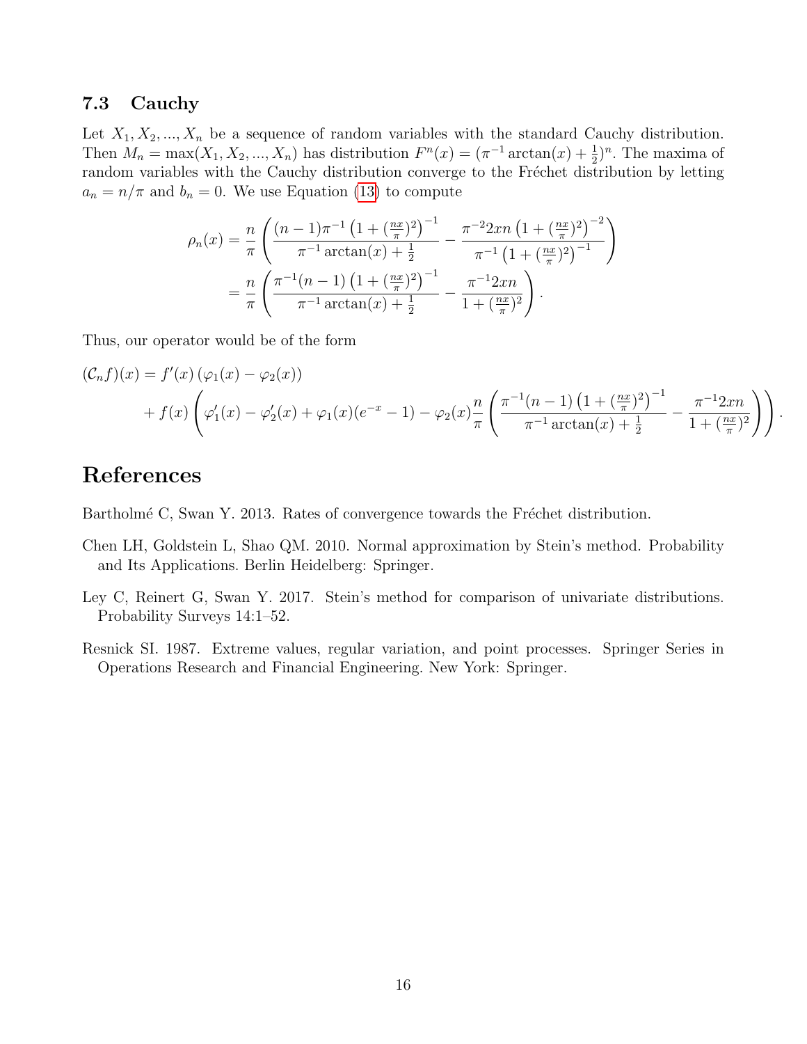### 7.3 Cauchy

Let $X_1, X_2, ..., X_n$ be a sequence of random variables with the standard Cauchy distribution. Then $M_n = \max(X_1, X_2, ..., X_n)$ has distribution $F^n(x) = (\pi^{-1}\arctan(x) + \frac{1}{2})^n$. The maxima of random variables with the Cauchy distribution converge to the Fréchet distribution by letting $a_n = n/\pi$ and $b_n = 0$. We use Equation (13) to compute

$$
\begin{aligned}
\rho_n(x) &= \frac{n}{\pi}\left(\frac{(n-1)\pi^{-1}\left(1+(\frac{nx}{\pi})^2\right)^{-1}}{\pi^{-1}\arctan(x)+\frac{1}{2}} - \frac{\pi^{-2}2xn\left(1+(\frac{nx}{\pi})^2\right)^{-2}}{\pi^{-1}\left(1+(\frac{nx}{\pi})^2\right)^{-1}}\right) \\
&= \frac{n}{\pi}\left(\frac{\pi^{-1}(n-1)\left(1+(\frac{nx}{\pi})^2\right)^{-1}}{\pi^{-1}\arctan(x)+\frac{1}{2}} - \frac{\pi^{-1}2xn}{1+(\frac{nx}{\pi})^2}\right).
\end{aligned}
$$

Thus, our operator would be of the form

$$
\begin{aligned}
(\mathcal{C}_n f)(x) &= f'(x)\left(\varphi_1(x) - \varphi_2(x)\right) \\
&\quad + f(x)\left(\varphi_1'(x) - \varphi_2'(x) + \varphi_1(x)(e^{-x}-1) - \varphi_2(x)\frac{n}{\pi}\left(\frac{\pi^{-1}(n-1)\left(1+(\frac{nx}{\pi})^2\right)^{-1}}{\pi^{-1}\arctan(x)+\frac{1}{2}} - \frac{\pi^{-1}2xn}{1+(\frac{nx}{\pi})^2}\right)\right).
\end{aligned}
$$

## References

Bartholmé C, Swan Y. 2013. Rates of convergence towards the Fréchet distribution.

Chen LH, Goldstein L, Shao QM. 2010. Normal approximation by Stein's method. Probability and Its Applications. Berlin Heidelberg: Springer.

Ley C, Reinert G, Swan Y. 2017. Stein's method for comparison of univariate distributions. Probability Surveys 14:1–52.

Resnick SI. 1987. Extreme values, regular variation, and point processes. Springer Series in Operations Research and Financial Engineering. New York: Springer.